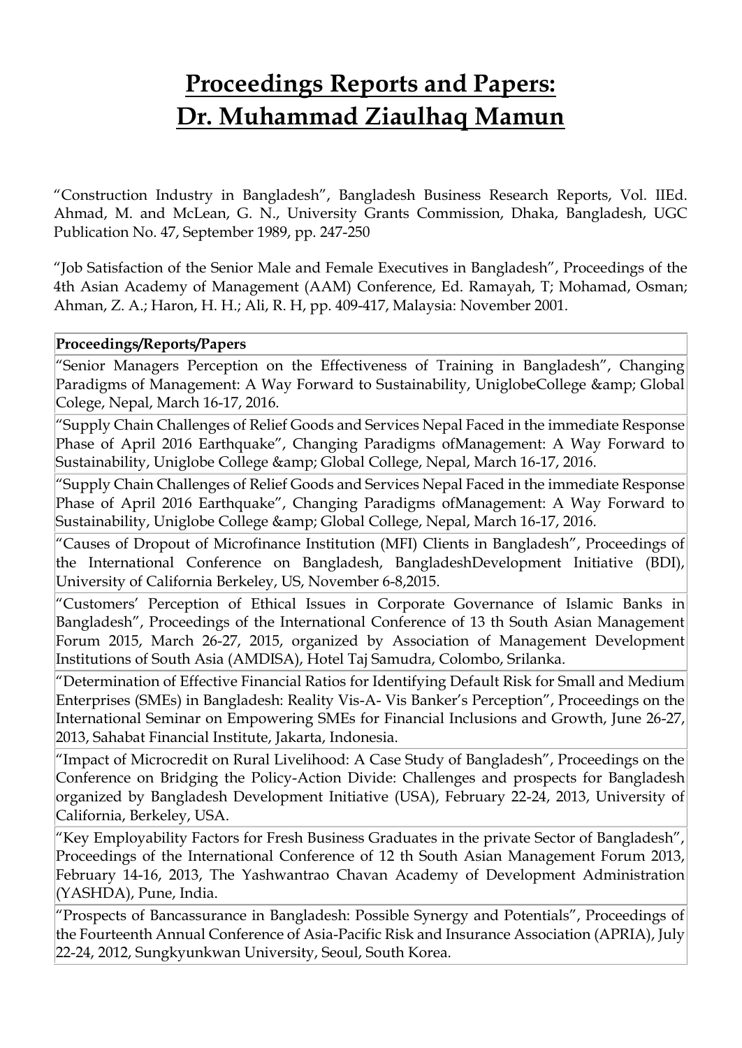# Proceedings Reports and Papers: Dr. Muhammad Ziaulhaq Mamun

“Construction Industry in Bangladesh”, Bangladesh Business Research Reports, Vol. IIEd. Ahmad, M. and McLean, G. N., University Grants Commission, Dhaka, Bangladesh, UGC Publication No. 47, September 1989, pp. 247-250

“Job Satisfaction of the Senior Male and Female Executives in Bangladesh”, Proceedings of the 4th Asian Academy of Management (AAM) Conference, Ed. Ramayah, T; Mohamad, Osman; Ahman, Z. A.; Haron, H. H.; Ali, R. H, pp. 409-417, Malaysia: November 2001.

| **Proceedings/Reports/Papers** |
| --- |
| “Senior Managers Perception on the Effectiveness of Training in Bangladesh”, Changing Paradigms of Management: A Way Forward to Sustainability, UniglobeCollege &amp; Global Colege, Nepal, March 16-17, 2016. |
| “Supply Chain Challenges of Relief Goods and Services Nepal Faced in the immediate Response Phase of April 2016 Earthquake”, Changing Paradigms ofManagement: A Way Forward to Sustainability, Uniglobe College &amp; Global College, Nepal, March 16-17, 2016. |
| “Supply Chain Challenges of Relief Goods and Services Nepal Faced in the immediate Response Phase of April 2016 Earthquake”, Changing Paradigms ofManagement: A Way Forward to Sustainability, Uniglobe College &amp; Global College, Nepal, March 16-17, 2016. |
| “Causes of Dropout of Microfinance Institution (MFI) Clients in Bangladesh”, Proceedings of the International Conference on Bangladesh, BangladeshDevelopment Initiative (BDI), University of California Berkeley, US, November 6-8,2015. |
| “Customers’ Perception of Ethical Issues in Corporate Governance of Islamic Banks in Bangladesh”, Proceedings of the International Conference of 13 th South Asian Management Forum 2015, March 26-27, 2015, organized by Association of Management Development Institutions of South Asia (AMDISA), Hotel Taj Samudra, Colombo, Srilanka. |
| “Determination of Effective Financial Ratios for Identifying Default Risk for Small and Medium Enterprises (SMEs) in Bangladesh: Reality Vis-A- Vis Banker’s Perception”, Proceedings on the International Seminar on Empowering SMEs for Financial Inclusions and Growth, June 26-27, 2013, Sahabat Financial Institute, Jakarta, Indonesia. |
| “Impact of Microcredit on Rural Livelihood: A Case Study of Bangladesh”, Proceedings on the Conference on Bridging the Policy-Action Divide: Challenges and prospects for Bangladesh organized by Bangladesh Development Initiative (USA), February 22-24, 2013, University of California, Berkeley, USA. |
| “Key Employability Factors for Fresh Business Graduates in the private Sector of Bangladesh”, Proceedings of the International Conference of 12 th South Asian Management Forum 2013, February 14-16, 2013, The Yashwantrao Chavan Academy of Development Administration (YASHDA), Pune, India. |
| “Prospects of Bancassurance in Bangladesh: Possible Synergy and Potentials”, Proceedings of the Fourteenth Annual Conference of Asia-Pacific Risk and Insurance Association (APRIA), July 22-24, 2012, Sungkyunkwan University, Seoul, South Korea. |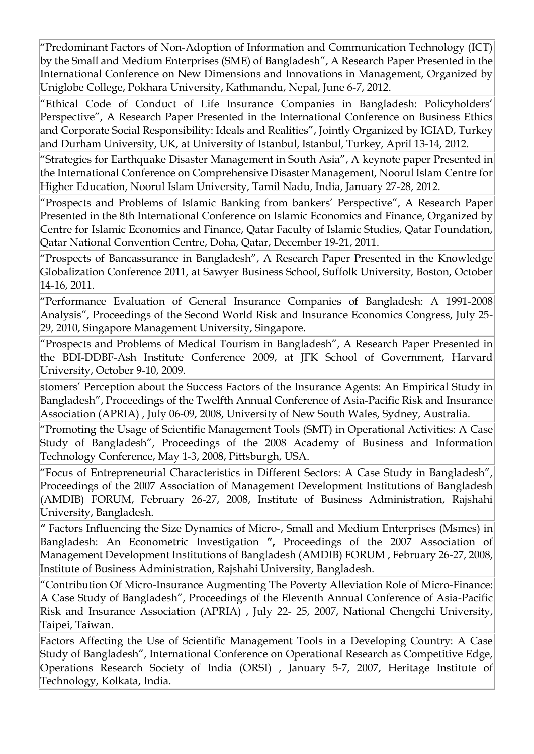| |
|---|
| “Predominant Factors of Non-Adoption of Information and Communication Technology (ICT) by the Small and Medium Enterprises (SME) of Bangladesh”, A Research Paper Presented in the International Conference on New Dimensions and Innovations in Management, Organized by Uniglobe College, Pokhara University, Kathmandu, Nepal, June 6-7, 2012. |
| “Ethical Code of Conduct of Life Insurance Companies in Bangladesh: Policyholders’ Perspective”, A Research Paper Presented in the International Conference on Business Ethics and Corporate Social Responsibility: Ideals and Realities”, Jointly Organized by IGIAD, Turkey and Durham University, UK, at University of Istanbul, Istanbul, Turkey, April 13-14, 2012. |
| “Strategies for Earthquake Disaster Management in South Asia”, A keynote paper Presented in the International Conference on Comprehensive Disaster Management, Noorul Islam Centre for Higher Education, Noorul Islam University, Tamil Nadu, India, January 27-28, 2012. |
| “Prospects and Problems of Islamic Banking from bankers’ Perspective”, A Research Paper Presented in the 8th International Conference on Islamic Economics and Finance, Organized by Centre for Islamic Economics and Finance, Qatar Faculty of Islamic Studies, Qatar Foundation, Qatar National Convention Centre, Doha, Qatar, December 19-21, 2011. |
| “Prospects of Bancassurance in Bangladesh”, A Research Paper Presented in the Knowledge Globalization Conference 2011, at Sawyer Business School, Suffolk University, Boston, October 14-16, 2011. |
| “Performance Evaluation of General Insurance Companies of Bangladesh: A 1991-2008 Analysis”, Proceedings of the Second World Risk and Insurance Economics Congress, July 25-29, 2010, Singapore Management University, Singapore. |
| “Prospects and Problems of Medical Tourism in Bangladesh”, A Research Paper Presented in the BDI-DDBF-Ash Institute Conference 2009, at JFK School of Government, Harvard University, October 9-10, 2009. |
| stomers’ Perception about the Success Factors of the Insurance Agents: An Empirical Study in Bangladesh”, Proceedings of the Twelfth Annual Conference of Asia-Pacific Risk and Insurance Association (APRIA) , July 06-09, 2008, University of New South Wales, Sydney, Australia. |
| “Promoting the Usage of Scientific Management Tools (SMT) in Operational Activities: A Case Study of Bangladesh”, Proceedings of the 2008 Academy of Business and Information Technology Conference, May 1-3, 2008, Pittsburgh, USA. |
| “Focus of Entrepreneurial Characteristics in Different Sectors: A Case Study in Bangladesh”, Proceedings of the 2007 Association of Management Development Institutions of Bangladesh (AMDIB) FORUM, February 26-27, 2008, Institute of Business Administration, Rajshahi University, Bangladesh. |
| **“** Factors Influencing the Size Dynamics of Micro-, Small and Medium Enterprises (Msmes) in Bangladesh: An Econometric Investigation **”,** Proceedings of the 2007 Association of Management Development Institutions of Bangladesh (AMDIB) FORUM , February 26-27, 2008, Institute of Business Administration, Rajshahi University, Bangladesh. |
| “Contribution Of Micro-Insurance Augmenting The Poverty Alleviation Role of Micro-Finance: A Case Study of Bangladesh”, Proceedings of the Eleventh Annual Conference of Asia-Pacific Risk and Insurance Association (APRIA) , July 22- 25, 2007, National Chengchi University, Taipei, Taiwan. |
| Factors Affecting the Use of Scientific Management Tools in a Developing Country: A Case Study of Bangladesh”, International Conference on Operational Research as Competitive Edge, Operations Research Society of India (ORSI) , January 5-7, 2007, Heritage Institute of Technology, Kolkata, India. |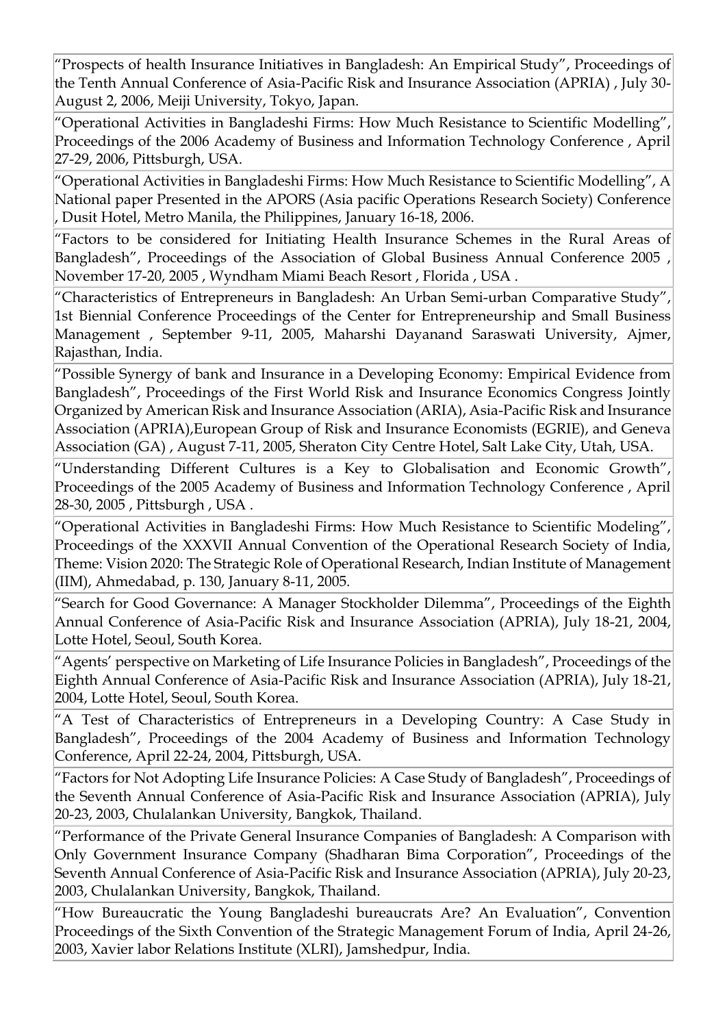| |
|---|
| "Prospects of health Insurance Initiatives in Bangladesh: An Empirical Study", Proceedings of the Tenth Annual Conference of Asia-Pacific Risk and Insurance Association (APRIA) , July 30-August 2, 2006, Meiji University, Tokyo, Japan. |
| "Operational Activities in Bangladeshi Firms: How Much Resistance to Scientific Modelling", Proceedings of the 2006 Academy of Business and Information Technology Conference , April 27-29, 2006, Pittsburgh, USA. |
| "Operational Activities in Bangladeshi Firms: How Much Resistance to Scientific Modelling", A National paper Presented in the APORS (Asia pacific Operations Research Society) Conference , Dusit Hotel, Metro Manila, the Philippines, January 16-18, 2006. |
| "Factors to be considered for Initiating Health Insurance Schemes in the Rural Areas of Bangladesh", Proceedings of the Association of Global Business Annual Conference 2005 , November 17-20, 2005 , Wyndham Miami Beach Resort , Florida , USA . |
| "Characteristics of Entrepreneurs in Bangladesh: An Urban Semi-urban Comparative Study", 1st Biennial Conference Proceedings of the Center for Entrepreneurship and Small Business Management , September 9-11, 2005, Maharshi Dayanand Saraswati University, Ajmer, Rajasthan, India. |
| "Possible Synergy of bank and Insurance in a Developing Economy: Empirical Evidence from Bangladesh", Proceedings of the First World Risk and Insurance Economics Congress Jointly Organized by American Risk and Insurance Association (ARIA), Asia-Pacific Risk and Insurance Association (APRIA),European Group of Risk and Insurance Economists (EGRIE), and Geneva Association (GA) , August 7-11, 2005, Sheraton City Centre Hotel, Salt Lake City, Utah, USA. |
| "Understanding Different Cultures is a Key to Globalisation and Economic Growth", Proceedings of the 2005 Academy of Business and Information Technology Conference , April 28-30, 2005 , Pittsburgh , USA . |
| "Operational Activities in Bangladeshi Firms: How Much Resistance to Scientific Modeling", Proceedings of the XXXVII Annual Convention of the Operational Research Society of India, Theme: Vision 2020: The Strategic Role of Operational Research, Indian Institute of Management (IIM), Ahmedabad, p. 130, January 8-11, 2005. |
| "Search for Good Governance: A Manager Stockholder Dilemma", Proceedings of the Eighth Annual Conference of Asia-Pacific Risk and Insurance Association (APRIA), July 18-21, 2004, Lotte Hotel, Seoul, South Korea. |
| "Agents' perspective on Marketing of Life Insurance Policies in Bangladesh", Proceedings of the Eighth Annual Conference of Asia-Pacific Risk and Insurance Association (APRIA), July 18-21, 2004, Lotte Hotel, Seoul, South Korea. |
| "A Test of Characteristics of Entrepreneurs in a Developing Country: A Case Study in Bangladesh", Proceedings of the 2004 Academy of Business and Information Technology Conference, April 22-24, 2004, Pittsburgh, USA. |
| "Factors for Not Adopting Life Insurance Policies: A Case Study of Bangladesh", Proceedings of the Seventh Annual Conference of Asia-Pacific Risk and Insurance Association (APRIA), July 20-23, 2003, Chulalankan University, Bangkok, Thailand. |
| "Performance of the Private General Insurance Companies of Bangladesh: A Comparison with Only Government Insurance Company (Shadharan Bima Corporation", Proceedings of the Seventh Annual Conference of Asia-Pacific Risk and Insurance Association (APRIA), July 20-23, 2003, Chulalankan University, Bangkok, Thailand. |
| "How Bureaucratic the Young Bangladeshi bureaucrats Are? An Evaluation", Convention Proceedings of the Sixth Convention of the Strategic Management Forum of India, April 24-26, 2003, Xavier labor Relations Institute (XLRI), Jamshedpur, India. |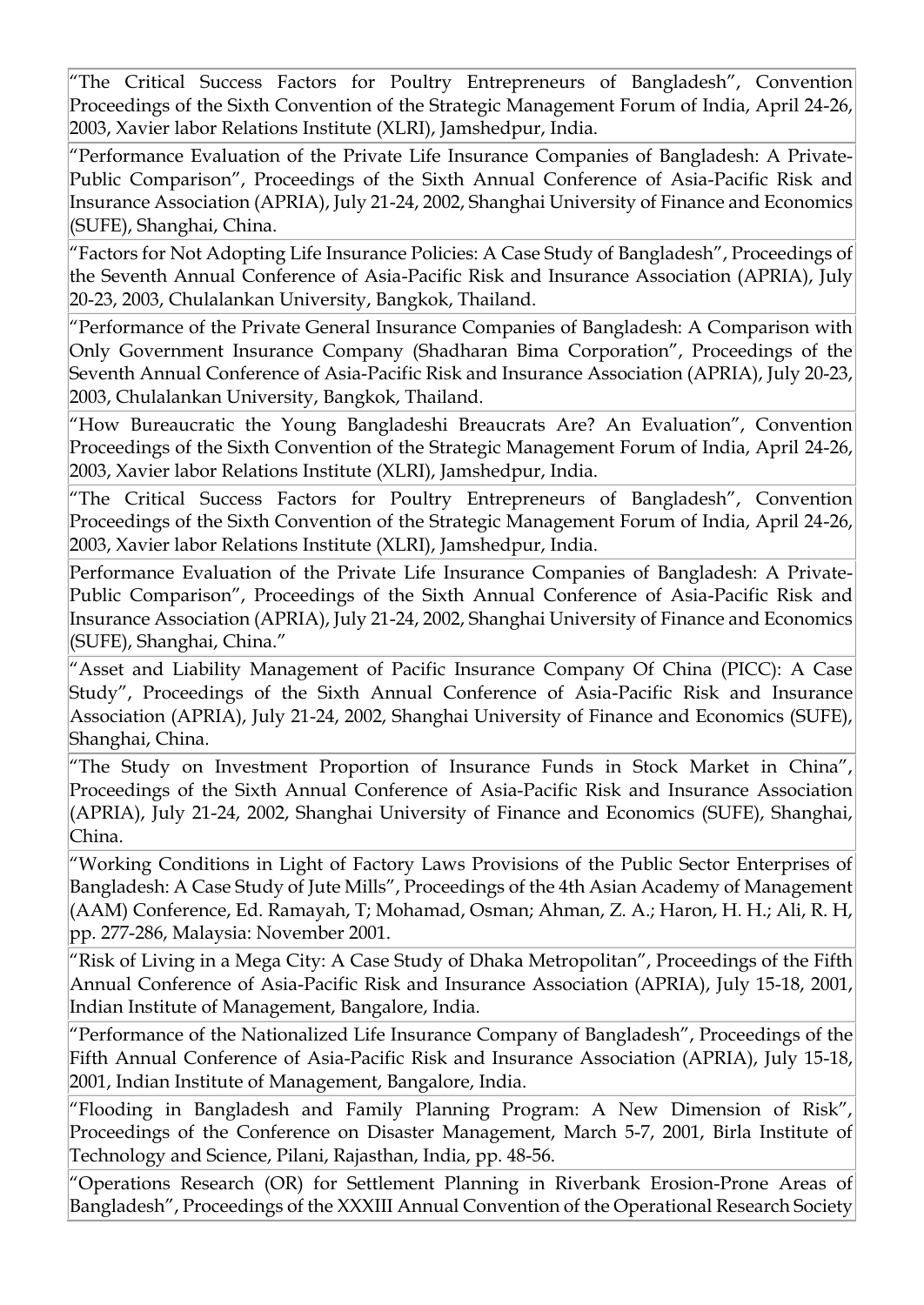| |
|---|
| "The Critical Success Factors for Poultry Entrepreneurs of Bangladesh", Convention Proceedings of the Sixth Convention of the Strategic Management Forum of India, April 24-26, 2003, Xavier labor Relations Institute (XLRI), Jamshedpur, India. |
| "Performance Evaluation of the Private Life Insurance Companies of Bangladesh: A Private-Public Comparison", Proceedings of the Sixth Annual Conference of Asia-Pacific Risk and Insurance Association (APRIA), July 21-24, 2002, Shanghai University of Finance and Economics (SUFE), Shanghai, China. |
| "Factors for Not Adopting Life Insurance Policies: A Case Study of Bangladesh", Proceedings of the Seventh Annual Conference of Asia-Pacific Risk and Insurance Association (APRIA), July 20-23, 2003, Chulalankan University, Bangkok, Thailand. |
| "Performance of the Private General Insurance Companies of Bangladesh: A Comparison with Only Government Insurance Company (Shadharan Bima Corporation", Proceedings of the Seventh Annual Conference of Asia-Pacific Risk and Insurance Association (APRIA), July 20-23, 2003, Chulalankan University, Bangkok, Thailand. |
| "How Bureaucratic the Young Bangladeshi Breaucrats Are? An Evaluation", Convention Proceedings of the Sixth Convention of the Strategic Management Forum of India, April 24-26, 2003, Xavier labor Relations Institute (XLRI), Jamshedpur, India. |
| "The Critical Success Factors for Poultry Entrepreneurs of Bangladesh", Convention Proceedings of the Sixth Convention of the Strategic Management Forum of India, April 24-26, 2003, Xavier labor Relations Institute (XLRI), Jamshedpur, India. |
| Performance Evaluation of the Private Life Insurance Companies of Bangladesh: A Private-Public Comparison", Proceedings of the Sixth Annual Conference of Asia-Pacific Risk and Insurance Association (APRIA), July 21-24, 2002, Shanghai University of Finance and Economics (SUFE), Shanghai, China." |
| "Asset and Liability Management of Pacific Insurance Company Of China (PICC): A Case Study", Proceedings of the Sixth Annual Conference of Asia-Pacific Risk and Insurance Association (APRIA), July 21-24, 2002, Shanghai University of Finance and Economics (SUFE), Shanghai, China. |
| "The Study on Investment Proportion of Insurance Funds in Stock Market in China", Proceedings of the Sixth Annual Conference of Asia-Pacific Risk and Insurance Association (APRIA), July 21-24, 2002, Shanghai University of Finance and Economics (SUFE), Shanghai, China. |
| "Working Conditions in Light of Factory Laws Provisions of the Public Sector Enterprises of Bangladesh: A Case Study of Jute Mills", Proceedings of the 4th Asian Academy of Management (AAM) Conference, Ed. Ramayah, T; Mohamad, Osman; Ahman, Z. A.; Haron, H. H.; Ali, R. H, pp. 277-286, Malaysia: November 2001. |
| "Risk of Living in a Mega City: A Case Study of Dhaka Metropolitan", Proceedings of the Fifth Annual Conference of Asia-Pacific Risk and Insurance Association (APRIA), July 15-18, 2001, Indian Institute of Management, Bangalore, India. |
| "Performance of the Nationalized Life Insurance Company of Bangladesh", Proceedings of the Fifth Annual Conference of Asia-Pacific Risk and Insurance Association (APRIA), July 15-18, 2001, Indian Institute of Management, Bangalore, India. |
| "Flooding in Bangladesh and Family Planning Program: A New Dimension of Risk", Proceedings of the Conference on Disaster Management, March 5-7, 2001, Birla Institute of Technology and Science, Pilani, Rajasthan, India, pp. 48-56. |
| "Operations Research (OR) for Settlement Planning in Riverbank Erosion-Prone Areas of Bangladesh", Proceedings of the XXXIII Annual Convention of the Operational Research Society |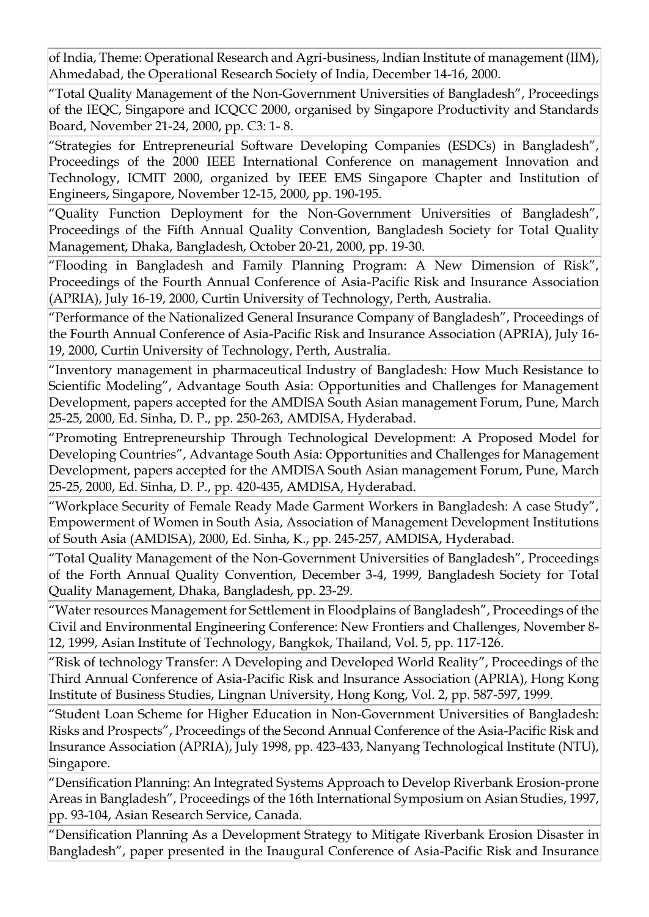of India, Theme: Operational Research and Agri-business, Indian Institute of management (IIM), Ahmedabad, the Operational Research Society of India, December 14-16, 2000.

"Total Quality Management of the Non-Government Universities of Bangladesh", Proceedings of the IEQC, Singapore and ICQCC 2000, organised by Singapore Productivity and Standards Board, November 21-24, 2000, pp. C3: 1- 8.

"Strategies for Entrepreneurial Software Developing Companies (ESDCs) in Bangladesh", Proceedings of the 2000 IEEE International Conference on management Innovation and Technology, ICMIT 2000, organized by IEEE EMS Singapore Chapter and Institution of Engineers, Singapore, November 12-15, 2000, pp. 190-195.

"Quality Function Deployment for the Non-Government Universities of Bangladesh", Proceedings of the Fifth Annual Quality Convention, Bangladesh Society for Total Quality Management, Dhaka, Bangladesh, October 20-21, 2000, pp. 19-30.

"Flooding in Bangladesh and Family Planning Program: A New Dimension of Risk", Proceedings of the Fourth Annual Conference of Asia-Pacific Risk and Insurance Association (APRIA), July 16-19, 2000, Curtin University of Technology, Perth, Australia.

"Performance of the Nationalized General Insurance Company of Bangladesh", Proceedings of the Fourth Annual Conference of Asia-Pacific Risk and Insurance Association (APRIA), July 16-19, 2000, Curtin University of Technology, Perth, Australia.

"Inventory management in pharmaceutical Industry of Bangladesh: How Much Resistance to Scientific Modeling", Advantage South Asia: Opportunities and Challenges for Management Development, papers accepted for the AMDISA South Asian management Forum, Pune, March 25-25, 2000, Ed. Sinha, D. P., pp. 250-263, AMDISA, Hyderabad.

"Promoting Entrepreneurship Through Technological Development: A Proposed Model for Developing Countries", Advantage South Asia: Opportunities and Challenges for Management Development, papers accepted for the AMDISA South Asian management Forum, Pune, March 25-25, 2000, Ed. Sinha, D. P., pp. 420-435, AMDISA, Hyderabad.

"Workplace Security of Female Ready Made Garment Workers in Bangladesh: A case Study", Empowerment of Women in South Asia, Association of Management Development Institutions of South Asia (AMDISA), 2000, Ed. Sinha, K., pp. 245-257, AMDISA, Hyderabad.

"Total Quality Management of the Non-Government Universities of Bangladesh", Proceedings of the Forth Annual Quality Convention, December 3-4, 1999, Bangladesh Society for Total Quality Management, Dhaka, Bangladesh, pp. 23-29.

"Water resources Management for Settlement in Floodplains of Bangladesh", Proceedings of the Civil and Environmental Engineering Conference: New Frontiers and Challenges, November 8-12, 1999, Asian Institute of Technology, Bangkok, Thailand, Vol. 5, pp. 117-126.

"Risk of technology Transfer: A Developing and Developed World Reality", Proceedings of the Third Annual Conference of Asia-Pacific Risk and Insurance Association (APRIA), Hong Kong Institute of Business Studies, Lingnan University, Hong Kong, Vol. 2, pp. 587-597, 1999.

"Student Loan Scheme for Higher Education in Non-Government Universities of Bangladesh: Risks and Prospects", Proceedings of the Second Annual Conference of the Asia-Pacific Risk and Insurance Association (APRIA), July 1998, pp. 423-433, Nanyang Technological Institute (NTU), Singapore.

"Densification Planning: An Integrated Systems Approach to Develop Riverbank Erosion-prone Areas in Bangladesh", Proceedings of the 16th International Symposium on Asian Studies, 1997, pp. 93-104, Asian Research Service, Canada.

"Densification Planning As a Development Strategy to Mitigate Riverbank Erosion Disaster in Bangladesh", paper presented in the Inaugural Conference of Asia-Pacific Risk and Insurance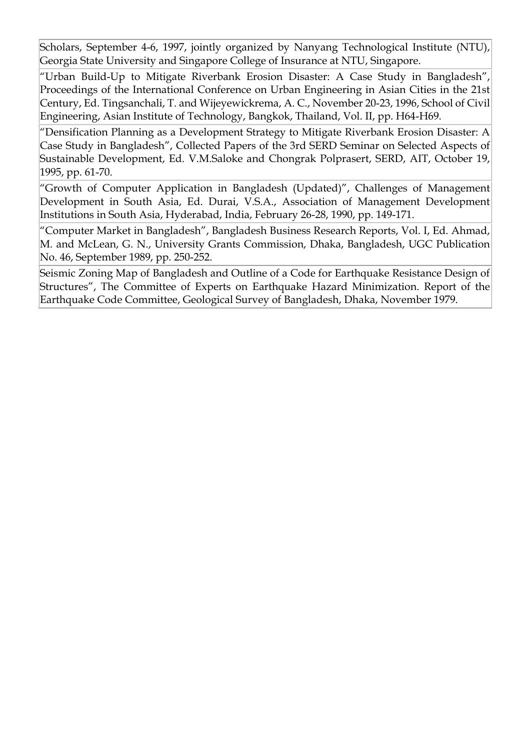| |
|---|
| Scholars, September 4-6, 1997, jointly organized by Nanyang Technological Institute (NTU), Georgia State University and Singapore College of Insurance at NTU, Singapore. |
| "Urban Build-Up to Mitigate Riverbank Erosion Disaster: A Case Study in Bangladesh", Proceedings of the International Conference on Urban Engineering in Asian Cities in the 21st Century, Ed. Tingsanchali, T. and Wijeyewickrema, A. C., November 20-23, 1996, School of Civil Engineering, Asian Institute of Technology, Bangkok, Thailand, Vol. II, pp. H64-H69. |
| "Densification Planning as a Development Strategy to Mitigate Riverbank Erosion Disaster: A Case Study in Bangladesh", Collected Papers of the 3rd SERD Seminar on Selected Aspects of Sustainable Development, Ed. V.M.Saloke and Chongrak Polprasert, SERD, AIT, October 19, 1995, pp. 61-70. |
| "Growth of Computer Application in Bangladesh (Updated)", Challenges of Management Development in South Asia, Ed. Durai, V.S.A., Association of Management Development Institutions in South Asia, Hyderabad, India, February 26-28, 1990, pp. 149-171. |
| "Computer Market in Bangladesh", Bangladesh Business Research Reports, Vol. I, Ed. Ahmad, M. and McLean, G. N., University Grants Commission, Dhaka, Bangladesh, UGC Publication No. 46, September 1989, pp. 250-252. |
| Seismic Zoning Map of Bangladesh and Outline of a Code for Earthquake Resistance Design of Structures", The Committee of Experts on Earthquake Hazard Minimization. Report of the Earthquake Code Committee, Geological Survey of Bangladesh, Dhaka, November 1979. |